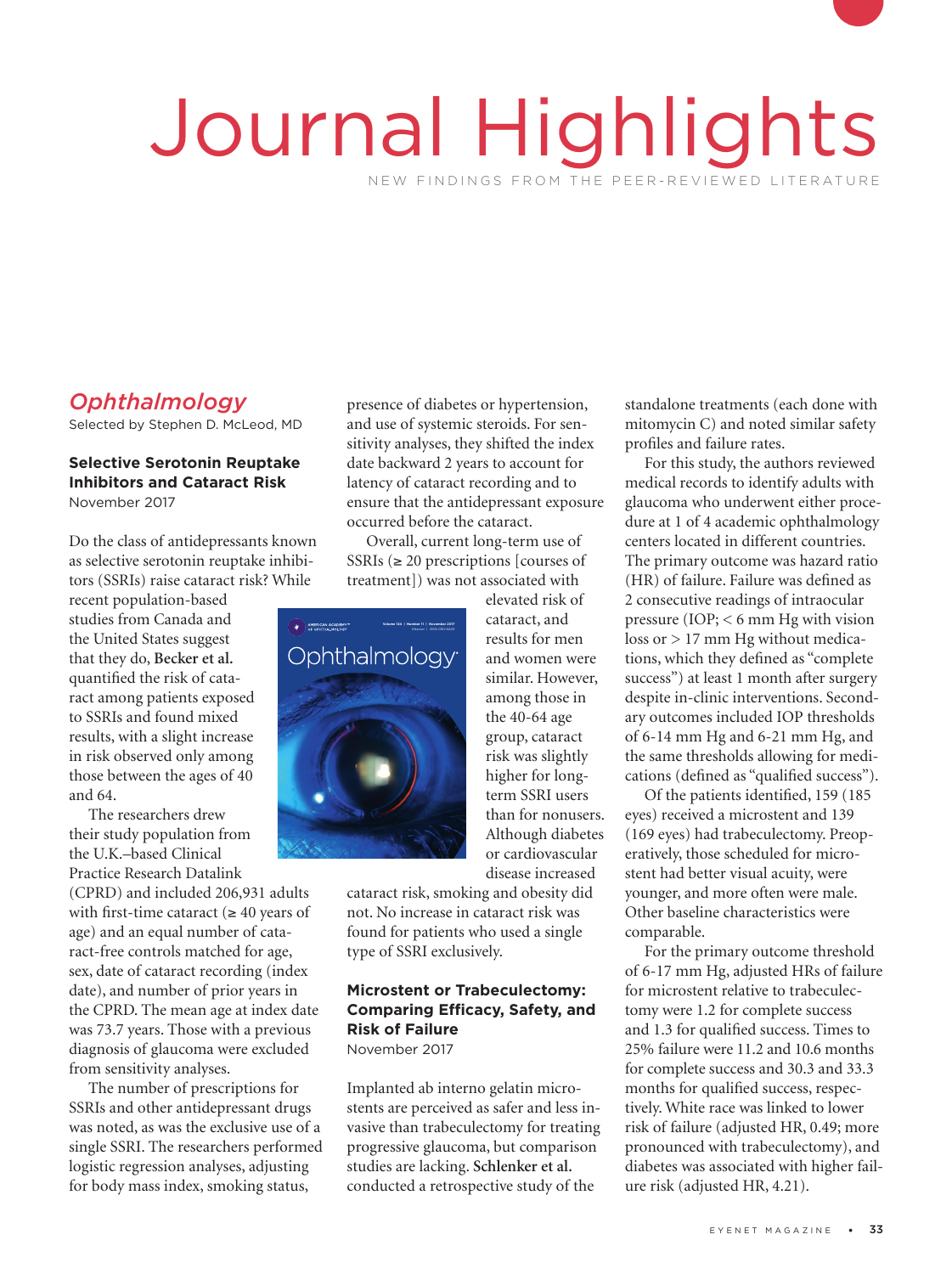# Journal Highlights

NEW FINDINGS FROM THE PEER-REVIEWED LITERATURE

## *Ophthalmology*

Selected by Stephen D. McLeod, MD

### Selective Serotonin Reuptake Inhibitors and Cataract Risk

November 2017

Do the class of antidepressants known as selective serotonin reuptake inhibitors (SSRIs) raise cataract risk? While recent population-based studies from Canada and the United States suggest that they do, **Becker et al.** quantified the risk of cataract among patients exposed to SSRIs and found mixed results, with a slight increase in risk observed only among those between the ages of 40 and 64.

The researchers drew their study population from the U.K.–based Clinical Practice Research Datalink (CPRD) and included 206,931 adults with first-time cataract (≥ 40 years of age) and an equal number of cataract-free controls matched for age, sex, date of cataract recording (index date), and number of prior years in the CPRD. The mean age at index date was 73.7 years. Those with a previous diagnosis of glaucoma were excluded from sensitivity analyses.

The number of prescriptions for SSRIs and other antidepressant drugs was noted, as was the exclusive use of a single SSRI. The researchers performed logistic regression analyses, adjusting for body mass index, smoking status, presence of diabetes or hypertension, and use of systemic steroids. For sensitivity analyses, they shifted the index date backward 2 years to account for latency of cataract recording and to ensure that the antidepressant exposure occurred before the cataract.

Overall, current long-term use of SSRIs (≥ 20 prescriptions [courses of treatment]) was not associated with elevated risk of cataract, and results for men and women were similar. However, among those in the 40-64 age group, cataract risk was slightly higher for long-term SSRI users than for nonusers. Although diabetes or cardiovascular disease increased cataract risk, smoking and obesity did not. No increase in cataract risk was found for patients who used a single type of SSRI exclusively.

### Microstent or Trabeculectomy: Comparing Efficacy, Safety, and Risk of Failure

November 2017

Implanted ab interno gelatin microstents are perceived as safer and less invasive than trabeculectomy for treating progressive glaucoma, but comparison studies are lacking. **Schlenker et al.** conducted a retrospective study of the standalone treatments (each done with mitomycin C) and noted similar safety profiles and failure rates.

For this study, the authors reviewed medical records to identify adults with glaucoma who underwent either procedure at 1 of 4 academic ophthalmology centers located in different countries. The primary outcome was hazard ratio (HR) of failure. Failure was defined as 2 consecutive readings of intraocular pressure (IOP; < 6 mm Hg with vision loss or > 17 mm Hg without medications, which they defined as "complete success") at least 1 month after surgery despite in-clinic interventions. Secondary outcomes included IOP thresholds of 6-14 mm Hg and 6-21 mm Hg, and the same thresholds allowing for medications (defined as "qualified success").

Of the patients identified, 159 (185 eyes) received a microstent and 139 (169 eyes) had trabeculectomy. Preoperatively, those scheduled for microstent had better visual acuity, were younger, and more often were male. Other baseline characteristics were comparable.

For the primary outcome threshold of 6-17 mm Hg, adjusted HRs of failure for microstent relative to trabeculectomy were 1.2 for complete success and 1.3 for qualified success. Times to 25% failure were 11.2 and 10.6 months for complete success and 30.3 and 33.3 months for qualified success, respectively. White race was linked to lower risk of failure (adjusted HR, 0.49; more pronounced with trabeculectomy), and diabetes was associated with higher failure risk (adjusted HR, 4.21).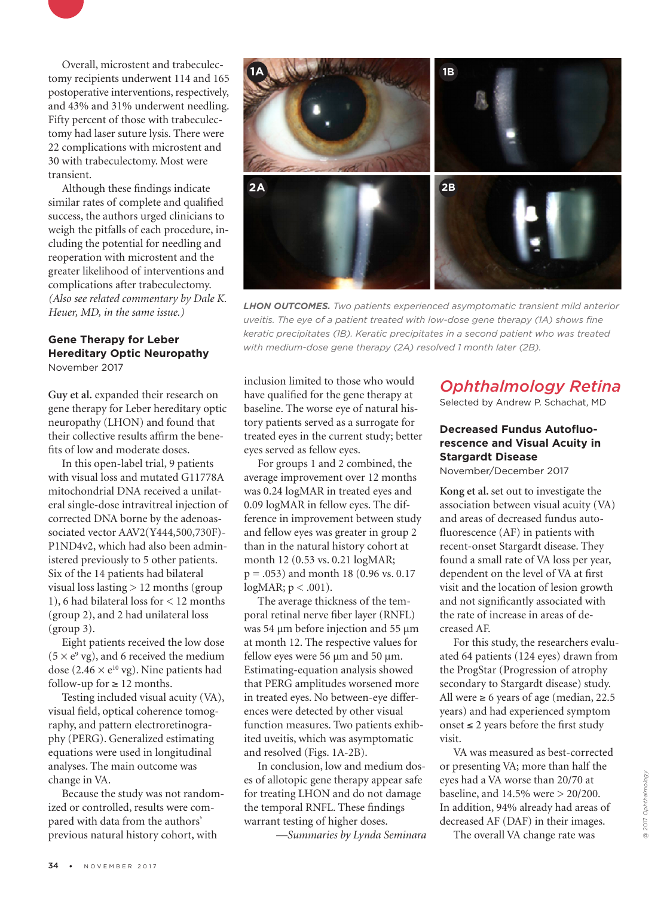Overall, microstent and trabeculectomy recipients underwent 114 and 165 postoperative interventions, respectively, and 43% and 31% underwent needling. Fifty percent of those with trabeculectomy had laser suture lysis. There were 22 complications with microstent and 30 with trabeculectomy. Most were transient.

Although these findings indicate similar rates of complete and qualified success, the authors urged clinicians to weigh the pitfalls of each procedure, including the potential for needling and reoperation with microstent and the greater likelihood of interventions and complications after trabeculectomy. *(Also see related commentary by Dale K. Heuer, MD, in the same issue.)*

### Gene Therapy for Leber Hereditary Optic Neuropathy

November 2017

**Guy et al.** expanded their research on gene therapy for Leber hereditary optic neuropathy (LHON) and found that their collective results affirm the benefits of low and moderate doses.

In this open-label trial, 9 patients with visual loss and mutated G11778A mitochondrial DNA received a unilateral single-dose intravitreal injection of corrected DNA borne by the adenoassociated vector AAV2(Y444,500,730F)-P1ND4v2, which had also been administered previously to 5 other patients. Six of the 14 patients had bilateral visual loss lasting > 12 months (group 1), 6 had bilateral loss for < 12 months (group 2), and 2 had unilateral loss (group 3).

Eight patients received the low dose ($5 \times e^{9}$ vg), and 6 received the medium dose ($2.46 \times e^{10}$ vg). Nine patients had follow-up for ≥ 12 months.

Testing included visual acuity (VA), visual field, optical coherence tomography, and pattern electroretinography (PERG). Generalized estimating equations were used in longitudinal analyses. The main outcome was change in VA.

Because the study was not randomized or controlled, results were compared with data from the authors' previous natural history cohort, with inclusion limited to those who would have qualified for the gene therapy at baseline. The worse eye of natural history patients served as a surrogate for treated eyes in the current study; better eyes served as fellow eyes.

For groups 1 and 2 combined, the average improvement over 12 months was 0.24 logMAR in treated eyes and 0.09 logMAR in fellow eyes. The difference in improvement between study and fellow eyes was greater in group 2 than in the natural history cohort at month 12 (0.53 vs. 0.21 logMAR; $p = .053$) and month 18 (0.96 vs. 0.17 logMAR; $p < .001$).

The average thickness of the temporal retinal nerve fiber layer (RNFL) was 54 µm before injection and 55 µm at month 12. The respective values for fellow eyes were 56 µm and 50 µm. Estimating-equation analysis showed that PERG amplitudes worsened more in treated eyes. No between-eye differences were detected by other visual function measures. Two patients exhibited uveitis, which was asymptomatic and resolved (Figs. 1A-2B).

In conclusion, low and medium doses of allotopic gene therapy appear safe for treating LHON and do not damage the temporal RNFL. These findings warrant testing of higher doses.

—*Summaries by Lynda Seminara*

***LHON OUTCOMES.*** *Two patients experienced asymptomatic transient mild anterior uveitis. The eye of a patient treated with low-dose gene therapy (1A) shows fine keratic precipitates (1B). Keratic precipitates in a second patient who was treated with medium-dose gene therapy (2A) resolved 1 month later (2B).*

## Ophthalmology Retina

Selected by Andrew P. Schachat, MD

### Decreased Fundus Autofluorescence and Visual Acuity in Stargardt Disease

November/December 2017

**Kong et al.** set out to investigate the association between visual acuity (VA) and areas of decreased fundus autofluorescence (AF) in patients with recent-onset Stargardt disease. They found a small rate of VA loss per year, dependent on the level of VA at first visit and the location of lesion growth and not significantly associated with the rate of increase in areas of decreased AF.

For this study, the researchers evaluated 64 patients (124 eyes) drawn from the ProgStar (Progression of atrophy secondary to Stargardt disease) study. All were ≥ 6 years of age (median, 22.5 years) and had experienced symptom onset ≤ 2 years before the first study visit.

VA was measured as best-corrected or presenting VA; more than half the eyes had a VA worse than 20/70 at baseline, and 14.5% were > 20/200. In addition, 94% already had areas of decreased AF (DAF) in their images.

The overall VA change rate was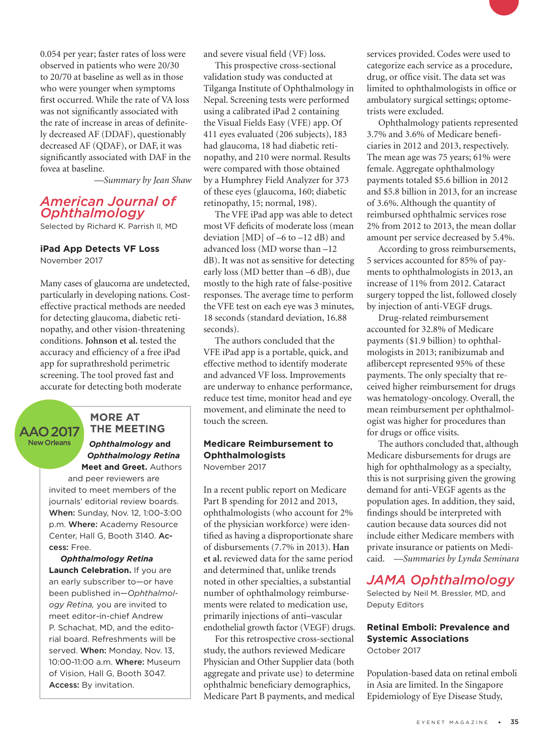0.054 per year; faster rates of loss were observed in patients who were 20/30 to 20/70 at baseline as well as in those who were younger when symptoms first occurred. While the rate of VA loss was not significantly associated with the rate of increase in areas of definitely decreased AF (DDAF), questionably decreased AF (QDAF), or DAF, it was significantly associated with DAF in the fovea at baseline.

*—Summary by Jean Shaw*

## American Journal of Ophthalmology

Selected by Richard K. Parrish II, MD

### iPad App Detects VF Loss

November 2017

Many cases of glaucoma are undetected, particularly in developing nations. Cost-effective practical methods are needed for detecting glaucoma, diabetic retinopathy, and other vision-threatening conditions. **Johnson et al.** tested the accuracy and efficiency of a free iPad app for suprathreshold perimetric screening. The tool proved fast and accurate for detecting both moderate and severe visual field (VF) loss.

This prospective cross-sectional validation study was conducted at Tilganga Institute of Ophthalmology in Nepal. Screening tests were performed using a calibrated iPad 2 containing the Visual Fields Easy (VFE) app. Of 411 eyes evaluated (206 subjects), 183 had glaucoma, 18 had diabetic retinopathy, and 210 were normal. Results were compared with those obtained by a Humphrey Field Analyzer for 373 of these eyes (glaucoma, 160; diabetic retinopathy, 15; normal, 198).

The VFE iPad app was able to detect most VF deficits of moderate loss (mean deviation [MD] of –6 to –12 dB) and advanced loss (MD worse than –12 dB). It was not as sensitive for detecting early loss (MD better than –6 dB), due mostly to the high rate of false-positive responses. The average time to perform the VFE test on each eye was 3 minutes, 18 seconds (standard deviation, 16.88 seconds).

The authors concluded that the VFE iPad app is a portable, quick, and effective method to identify moderate and advanced VF loss. Improvements are underway to enhance performance, reduce test time, monitor head and eye movement, and eliminate the need to touch the screen.

> **AAO 2017 New Orleans**
>
> **MORE AT THE MEETING**
>
> ***Ophthalmology* and *Ophthalmology Retina* Meet and Greet.** Authors and peer reviewers are invited to meet members of the journals' editorial review boards. **When:** Sunday, Nov. 12, 1:00-3:00 p.m. **Where:** Academy Resource Center, Hall G, Booth 3140. **Access:** Free.
>
> ***Ophthalmology Retina* Launch Celebration.** If you are an early subscriber to—or have been published in—*Ophthalmology Retina,* you are invited to meet editor-in-chief Andrew P. Schachat, MD, and the editorial board. Refreshments will be served. **When:** Monday, Nov. 13, 10:00-11:00 a.m. **Where:** Museum of Vision, Hall G, Booth 3047. **Access:** By invitation.

### Medicare Reimbursement to Ophthalmologists

November 2017

In a recent public report on Medicare Part B spending for 2012 and 2013, ophthalmologists (who account for 2% of the physician workforce) were identified as having a disproportionate share of disbursements (7.7% in 2013). **Han et al.** reviewed data for the same period and determined that, unlike trends noted in other specialties, a substantial number of ophthalmology reimbursements were related to medication use, primarily injections of anti–vascular endothelial growth factor (VEGF) drugs.

For this retrospective cross-sectional study, the authors reviewed Medicare Physician and Other Supplier data (both aggregate and private use) to determine ophthalmic beneficiary demographics, Medicare Part B payments, and medical services provided. Codes were used to categorize each service as a procedure, drug, or office visit. The data set was limited to ophthalmologists in office or ambulatory surgical settings; optometrists were excluded.

Ophthalmology patients represented 3.7% and 3.6% of Medicare beneficiaries in 2012 and 2013, respectively. The mean age was 75 years; 61% were female. Aggregate ophthalmology payments totaled $5.6 billion in 2012 and $5.8 billion in 2013, for an increase of 3.6%. Although the quantity of reimbursed ophthalmic services rose 2% from 2012 to 2013, the mean dollar amount per service decreased by 5.4%.

According to gross reimbursements, 5 services accounted for 85% of payments to ophthalmologists in 2013, an increase of 11% from 2012. Cataract surgery topped the list, followed closely by injection of anti-VEGF drugs.

Drug-related reimbursement accounted for 32.8% of Medicare payments ($1.9 billion) to ophthalmologists in 2013; ranibizumab and aflibercept represented 95% of these payments. The only specialty that received higher reimbursement for drugs was hematology-oncology. Overall, the mean reimbursement per ophthalmologist was higher for procedures than for drugs or office visits.

The authors concluded that, although Medicare disbursements for drugs are high for ophthalmology as a specialty, this is not surprising given the growing demand for anti-VEGF agents as the population ages. In addition, they said, findings should be interpreted with caution because data sources did not include either Medicare members with private insurance or patients on Medicaid. *—Summaries by Lynda Seminara*

## JAMA Ophthalmology

Selected by Neil M. Bressler, MD, and Deputy Editors

### Retinal Emboli: Prevalence and Systemic Associations

October 2017

Population-based data on retinal emboli in Asia are limited. In the Singapore Epidemiology of Eye Disease Study,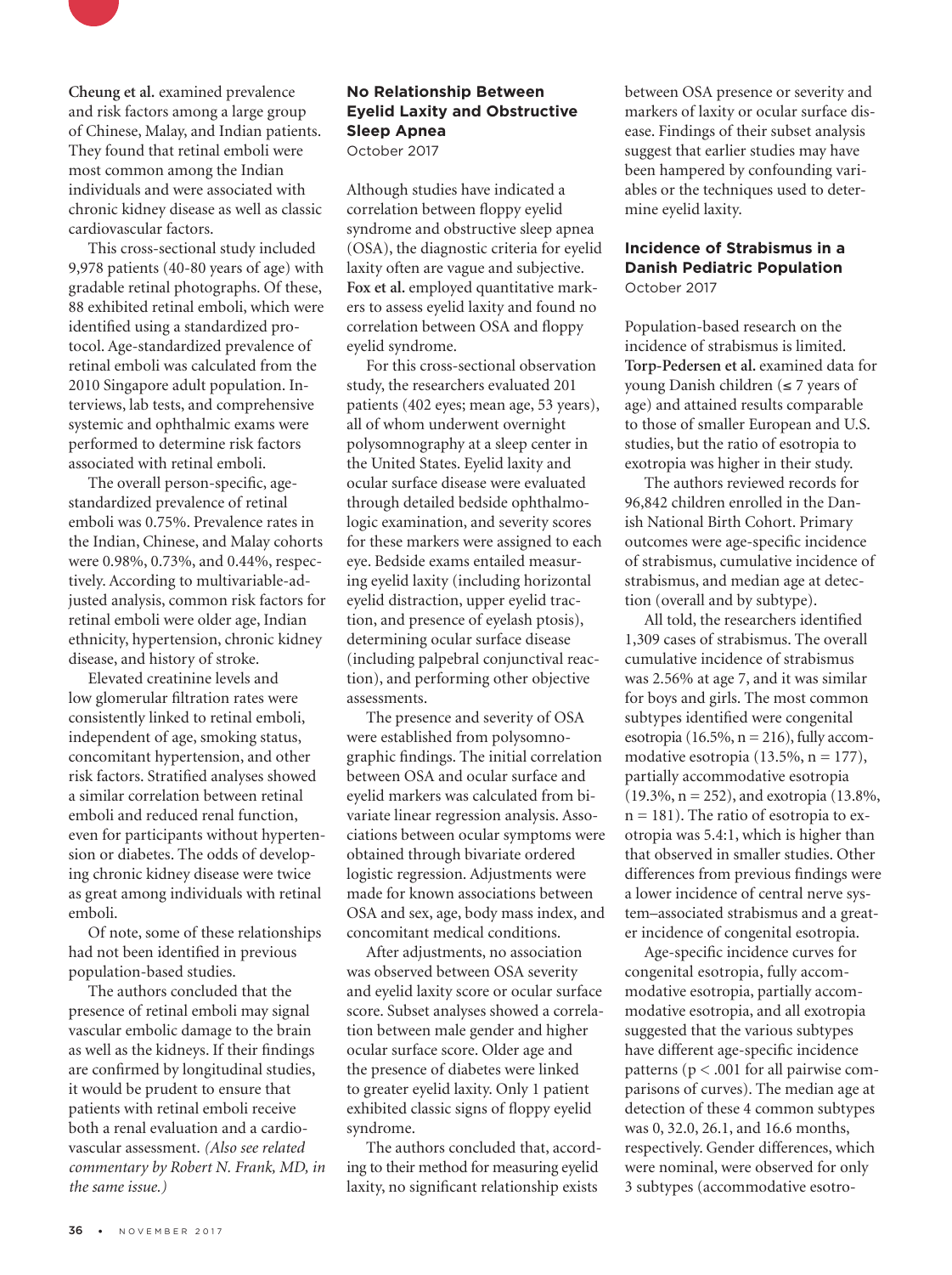**Cheung et al.** examined prevalence and risk factors among a large group of Chinese, Malay, and Indian patients. They found that retinal emboli were most common among the Indian individuals and were associated with chronic kidney disease as well as classic cardiovascular factors.

This cross-sectional study included 9,978 patients (40-80 years of age) with gradable retinal photographs. Of these, 88 exhibited retinal emboli, which were identified using a standardized protocol. Age-standardized prevalence of retinal emboli was calculated from the 2010 Singapore adult population. Interviews, lab tests, and comprehensive systemic and ophthalmic exams were performed to determine risk factors associated with retinal emboli.

The overall person-specific, age-standardized prevalence of retinal emboli was 0.75%. Prevalence rates in the Indian, Chinese, and Malay cohorts were 0.98%, 0.73%, and 0.44%, respectively. According to multivariable-adjusted analysis, common risk factors for retinal emboli were older age, Indian ethnicity, hypertension, chronic kidney disease, and history of stroke.

Elevated creatinine levels and low glomerular filtration rates were consistently linked to retinal emboli, independent of age, smoking status, concomitant hypertension, and other risk factors. Stratified analyses showed a similar correlation between retinal emboli and reduced renal function, even for participants without hypertension or diabetes. The odds of developing chronic kidney disease were twice as great among individuals with retinal emboli.

Of note, some of these relationships had not been identified in previous population-based studies.

The authors concluded that the presence of retinal emboli may signal vascular embolic damage to the brain as well as the kidneys. If their findings are confirmed by longitudinal studies, it would be prudent to ensure that patients with retinal emboli receive both a renal evaluation and a cardiovascular assessment. *(Also see related commentary by Robert N. Frank, MD, in the same issue.)*

## No Relationship Between Eyelid Laxity and Obstructive Sleep Apnea

October 2017

Although studies have indicated a correlation between floppy eyelid syndrome and obstructive sleep apnea (OSA), the diagnostic criteria for eyelid laxity often are vague and subjective. **Fox et al.** employed quantitative markers to assess eyelid laxity and found no correlation between OSA and floppy eyelid syndrome.

For this cross-sectional observation study, the researchers evaluated 201 patients (402 eyes; mean age, 53 years), all of whom underwent overnight polysomnography at a sleep center in the United States. Eyelid laxity and ocular surface disease were evaluated through detailed bedside ophthalmologic examination, and severity scores for these markers were assigned to each eye. Bedside exams entailed measuring eyelid laxity (including horizontal eyelid distraction, upper eyelid traction, and presence of eyelash ptosis), determining ocular surface disease (including palpebral conjunctival reaction), and performing other objective assessments.

The presence and severity of OSA were established from polysomnographic findings. The initial correlation between OSA and ocular surface and eyelid markers was calculated from bivariate linear regression analysis. Associations between ocular symptoms were obtained through bivariate ordered logistic regression. Adjustments were made for known associations between OSA and sex, age, body mass index, and concomitant medical conditions.

After adjustments, no association was observed between OSA severity and eyelid laxity score or ocular surface score. Subset analyses showed a correlation between male gender and higher ocular surface score. Older age and the presence of diabetes were linked to greater eyelid laxity. Only 1 patient exhibited classic signs of floppy eyelid syndrome.

The authors concluded that, according to their method for measuring eyelid laxity, no significant relationship exists between OSA presence or severity and markers of laxity or ocular surface disease. Findings of their subset analysis suggest that earlier studies may have been hampered by confounding variables or the techniques used to determine eyelid laxity.

## Incidence of Strabismus in a Danish Pediatric Population

October 2017

Population-based research on the incidence of strabismus is limited. **Torp-Pedersen et al.** examined data for young Danish children (≤ 7 years of age) and attained results comparable to those of smaller European and U.S. studies, but the ratio of esotropia to exotropia was higher in their study.

The authors reviewed records for 96,842 children enrolled in the Danish National Birth Cohort. Primary outcomes were age-specific incidence of strabismus, cumulative incidence of strabismus, and median age at detection (overall and by subtype).

All told, the researchers identified 1,309 cases of strabismus. The overall cumulative incidence of strabismus was 2.56% at age 7, and it was similar for boys and girls. The most common subtypes identified were congenital esotropia (16.5%, n = 216), fully accommodative esotropia (13.5%, n = 177), partially accommodative esotropia (19.3%, n = 252), and exotropia (13.8%, n = 181). The ratio of esotropia to exotropia was 5.4:1, which is higher than that observed in smaller studies. Other differences from previous findings were a lower incidence of central nerve system–associated strabismus and a greater incidence of congenital esotropia.

Age-specific incidence curves for congenital esotropia, fully accommodative esotropia, partially accommodative esotropia, and all exotropia suggested that the various subtypes have different age-specific incidence patterns ($p < .001$ for all pairwise comparisons of curves). The median age at detection of these 4 common subtypes was 0, 32.0, 26.1, and 16.6 months, respectively. Gender differences, which were nominal, were observed for only 3 subtypes (accommodative esotro-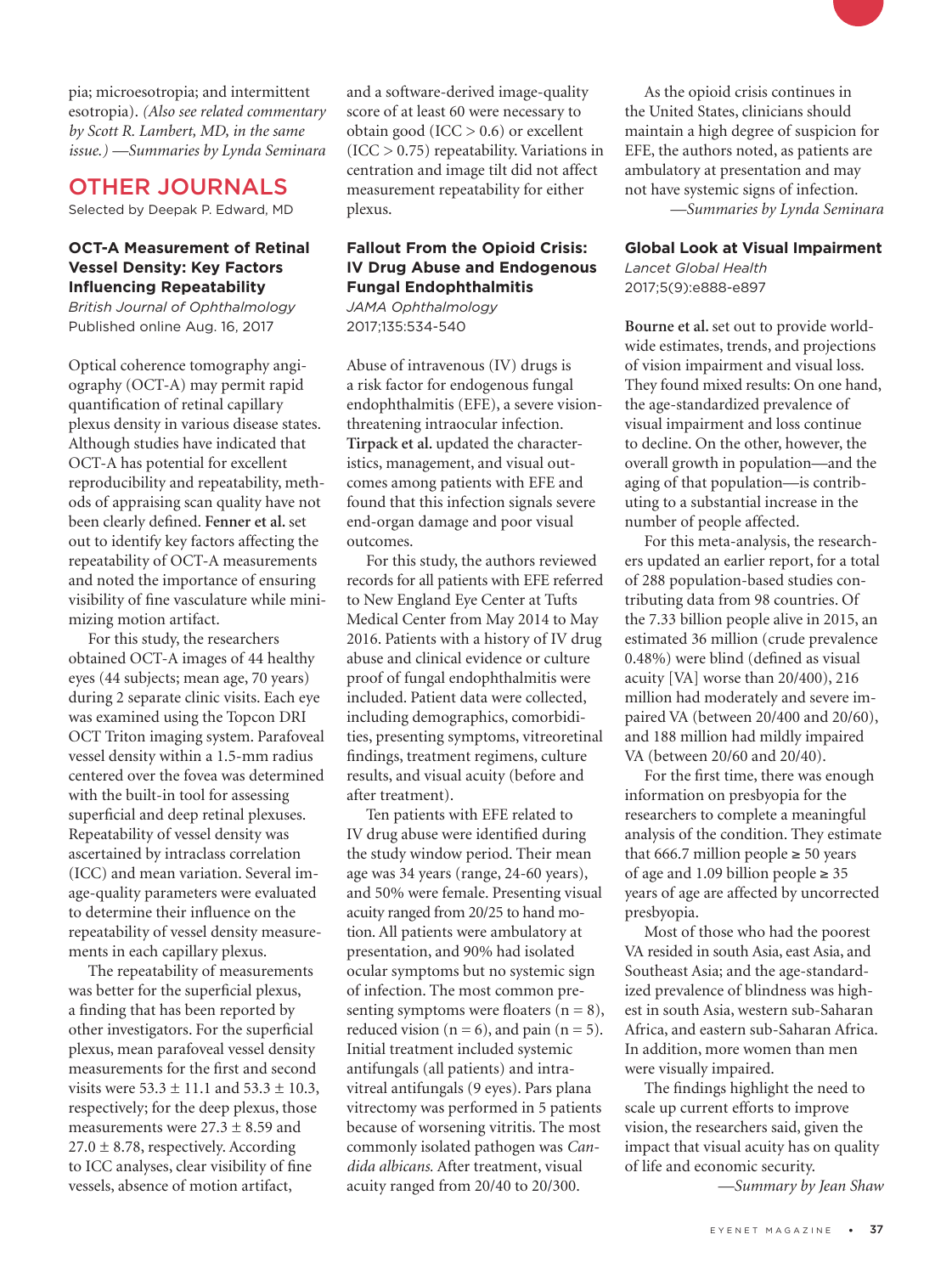pia; microesotropia; and intermittent esotropia). *(Also see related commentary by Scott R. Lambert, MD, in the same issue.) —Summaries by Lynda Seminara*

## OTHER JOURNALS

Selected by Deepak P. Edward, MD

### OCT-A Measurement of Retinal Vessel Density: Key Factors Influencing Repeatability

*British Journal of Ophthalmology*
Published online Aug. 16, 2017

Optical coherence tomography angiography (OCT-A) may permit rapid quantification of retinal capillary plexus density in various disease states. Although studies have indicated that OCT-A has potential for excellent reproducibility and repeatability, methods of appraising scan quality have not been clearly defined. **Fenner et al.** set out to identify key factors affecting the repeatability of OCT-A measurements and noted the importance of ensuring visibility of fine vasculature while minimizing motion artifact.

For this study, the researchers obtained OCT-A images of 44 healthy eyes (44 subjects; mean age, 70 years) during 2 separate clinic visits. Each eye was examined using the Topcon DRI OCT Triton imaging system. Parafoveal vessel density within a 1.5-mm radius centered over the fovea was determined with the built-in tool for assessing superficial and deep retinal plexuses. Repeatability of vessel density was ascertained by intraclass correlation (ICC) and mean variation. Several image-quality parameters were evaluated to determine their influence on the repeatability of vessel density measurements in each capillary plexus.

The repeatability of measurements was better for the superficial plexus, a finding that has been reported by other investigators. For the superficial plexus, mean parafoveal vessel density measurements for the first and second visits were 53.3 ± 11.1 and 53.3 ± 10.3, respectively; for the deep plexus, those measurements were 27.3 ± 8.59 and 27.0 ± 8.78, respectively. According to ICC analyses, clear visibility of fine vessels, absence of motion artifact, and a software-derived image-quality score of at least 60 were necessary to obtain good (ICC > 0.6) or excellent (ICC > 0.75) repeatability. Variations in centration and image tilt did not affect measurement repeatability for either plexus.

### Fallout From the Opioid Crisis: IV Drug Abuse and Endogenous Fungal Endophthalmitis

*JAMA Ophthalmology*
2017;135:534-540

Abuse of intravenous (IV) drugs is a risk factor for endogenous fungal endophthalmitis (EFE), a severe vision-threatening intraocular infection. **Tirpack et al.** updated the characteristics, management, and visual outcomes among patients with EFE and found that this infection signals severe end-organ damage and poor visual outcomes.

For this study, the authors reviewed records for all patients with EFE referred to New England Eye Center at Tufts Medical Center from May 2014 to May 2016. Patients with a history of IV drug abuse and clinical evidence or culture proof of fungal endophthalmitis were included. Patient data were collected, including demographics, comorbidities, presenting symptoms, vitreoretinal findings, treatment regimens, culture results, and visual acuity (before and after treatment).

Ten patients with EFE related to IV drug abuse were identified during the study window period. Their mean age was 34 years (range, 24-60 years), and 50% were female. Presenting visual acuity ranged from 20/25 to hand motion. All patients were ambulatory at presentation, and 90% had isolated ocular symptoms but no systemic sign of infection. The most common presenting symptoms were floaters (n = 8), reduced vision (n = 6), and pain (n = 5). Initial treatment included systemic antifungals (all patients) and intravitreal antifungals (9 eyes). Pars plana vitrectomy was performed in 5 patients because of worsening vitritis. The most commonly isolated pathogen was *Candida albicans.* After treatment, visual acuity ranged from 20/40 to 20/300.

As the opioid crisis continues in the United States, clinicians should maintain a high degree of suspicion for EFE, the authors noted, as patients are ambulatory at presentation and may not have systemic signs of infection.

*—Summaries by Lynda Seminara*

### Global Look at Visual Impairment

*Lancet Global Health*
2017;5(9):e888-e897

**Bourne et al.** set out to provide worldwide estimates, trends, and projections of vision impairment and visual loss. They found mixed results: On one hand, the age-standardized prevalence of visual impairment and loss continue to decline. On the other, however, the overall growth in population—and the aging of that population—is contributing to a substantial increase in the number of people affected.

For this meta-analysis, the researchers updated an earlier report, for a total of 288 population-based studies contributing data from 98 countries. Of the 7.33 billion people alive in 2015, an estimated 36 million (crude prevalence 0.48%) were blind (defined as visual acuity [VA] worse than 20/400), 216 million had moderately and severe impaired VA (between 20/400 and 20/60), and 188 million had mildly impaired VA (between 20/60 and 20/40).

For the first time, there was enough information on presbyopia for the researchers to complete a meaningful analysis of the condition. They estimate that 666.7 million people ≥ 50 years of age and 1.09 billion people ≥ 35 years of age are affected by uncorrected presbyopia.

Most of those who had the poorest VA resided in south Asia, east Asia, and Southeast Asia; and the age-standardized prevalence of blindness was highest in south Asia, western sub-Saharan Africa, and eastern sub-Saharan Africa. In addition, more women than men were visually impaired.

The findings highlight the need to scale up current efforts to improve vision, the researchers said, given the impact that visual acuity has on quality of life and economic security.

*—Summary by Jean Shaw*